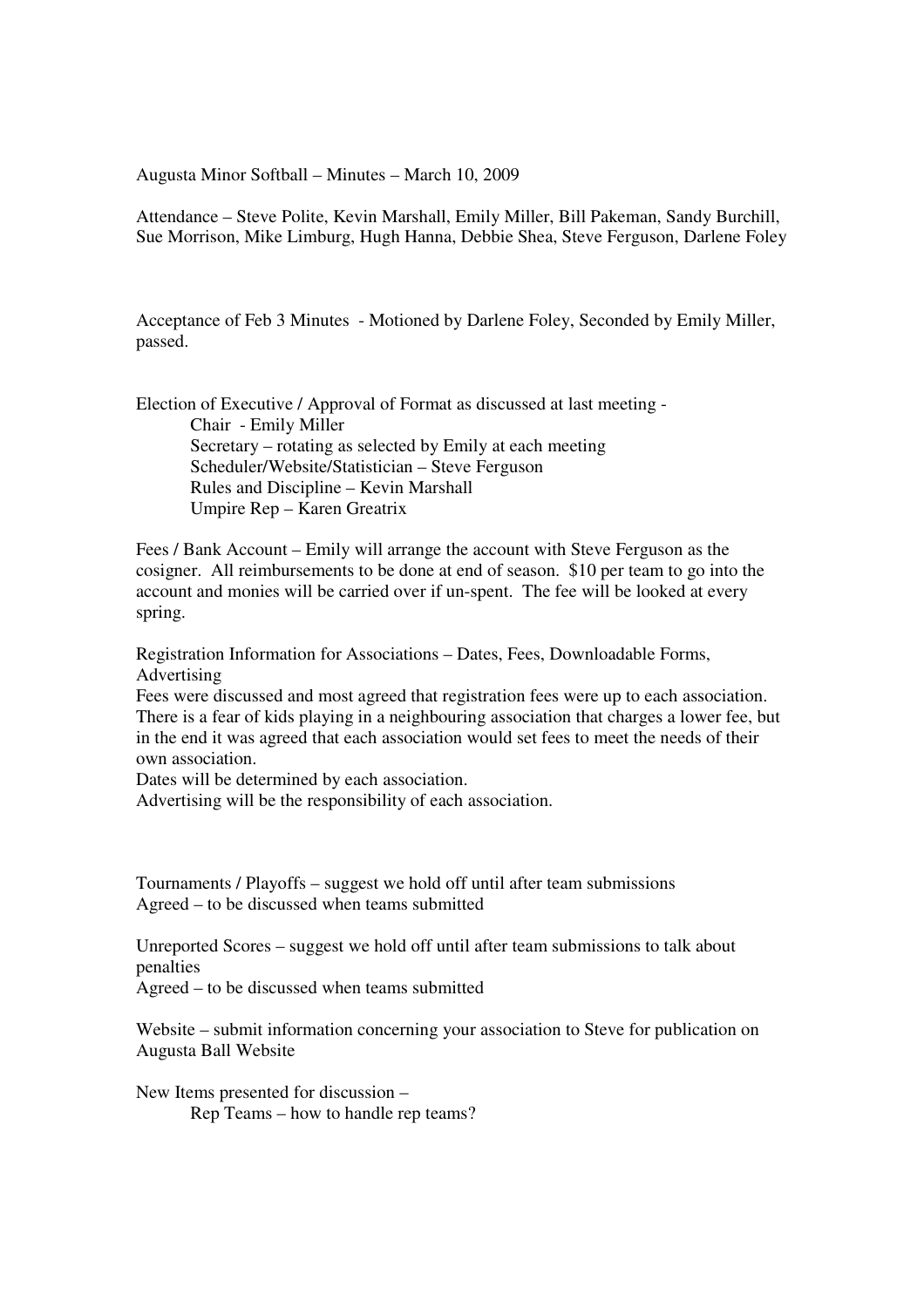Augusta Minor Softball – Minutes – March 10, 2009

Attendance – Steve Polite, Kevin Marshall, Emily Miller, Bill Pakeman, Sandy Burchill, Sue Morrison, Mike Limburg, Hugh Hanna, Debbie Shea, Steve Ferguson, Darlene Foley

Acceptance of Feb 3 Minutes - Motioned by Darlene Foley, Seconded by Emily Miller, passed.

Election of Executive / Approval of Format as discussed at last meeting -

- Chair - Emily Miller
- Secretary – rotating as selected by Emily at each meeting
- Scheduler/Website/Statistician – Steve Ferguson
- Rules and Discipline – Kevin Marshall
- Umpire Rep – Karen Greatrix

Fees / Bank Account – Emily will arrange the account with Steve Ferguson as the cosigner. All reimbursements to be done at end of season. $10 per team to go into the account and monies will be carried over if un-spent. The fee will be looked at every spring.

Registration Information for Associations – Dates, Fees, Downloadable Forms, Advertising

Fees were discussed and most agreed that registration fees were up to each association. There is a fear of kids playing in a neighbouring association that charges a lower fee, but in the end it was agreed that each association would set fees to meet the needs of their own association.

Dates will be determined by each association.

Advertising will be the responsibility of each association.

Tournaments / Playoffs – suggest we hold off until after team submissions

Agreed – to be discussed when teams submitted

Unreported Scores – suggest we hold off until after team submissions to talk about penalties

Agreed – to be discussed when teams submitted

Website – submit information concerning your association to Steve for publication on Augusta Ball Website

New Items presented for discussion –

- Rep Teams – how to handle rep teams?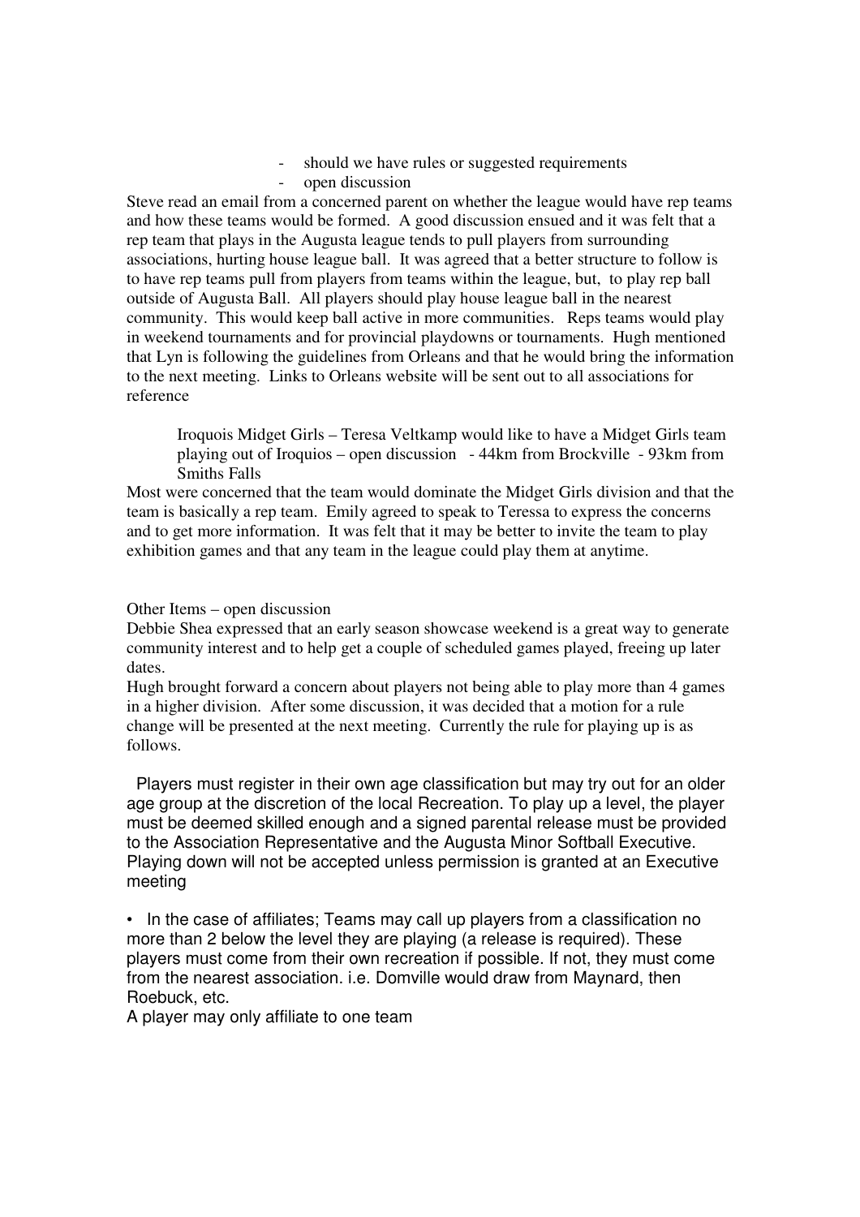- should we have rules or suggested requirements
- open discussion

Steve read an email from a concerned parent on whether the league would have rep teams and how these teams would be formed. A good discussion ensued and it was felt that a rep team that plays in the Augusta league tends to pull players from surrounding associations, hurting house league ball. It was agreed that a better structure to follow is to have rep teams pull from players from teams within the league, but, to play rep ball outside of Augusta Ball. All players should play house league ball in the nearest community. This would keep ball active in more communities. Reps teams would play in weekend tournaments and for provincial playdowns or tournaments. Hugh mentioned that Lyn is following the guidelines from Orleans and that he would bring the information to the next meeting. Links to Orleans website will be sent out to all associations for reference

> Iroquois Midget Girls – Teresa Veltkamp would like to have a Midget Girls team playing out of Iroquios – open discussion - 44km from Brockville - 93km from Smiths Falls

Most were concerned that the team would dominate the Midget Girls division and that the team is basically a rep team. Emily agreed to speak to Teressa to express the concerns and to get more information. It was felt that it may be better to invite the team to play exhibition games and that any team in the league could play them at anytime.

Other Items – open discussion

Debbie Shea expressed that an early season showcase weekend is a great way to generate community interest and to help get a couple of scheduled games played, freeing up later dates.

Hugh brought forward a concern about players not being able to play more than 4 games in a higher division. After some discussion, it was decided that a motion for a rule change will be presented at the next meeting. Currently the rule for playing up is as follows.

Players must register in their own age classification but may try out for an older age group at the discretion of the local Recreation. To play up a level, the player must be deemed skilled enough and a signed parental release must be provided to the Association Representative and the Augusta Minor Softball Executive. Playing down will not be accepted unless permission is granted at an Executive meeting

- In the case of affiliates; Teams may call up players from a classification no more than 2 below the level they are playing (a release is required). These players must come from their own recreation if possible. If not, they must come from the nearest association. i.e. Domville would draw from Maynard, then Roebuck, etc.

A player may only affiliate to one team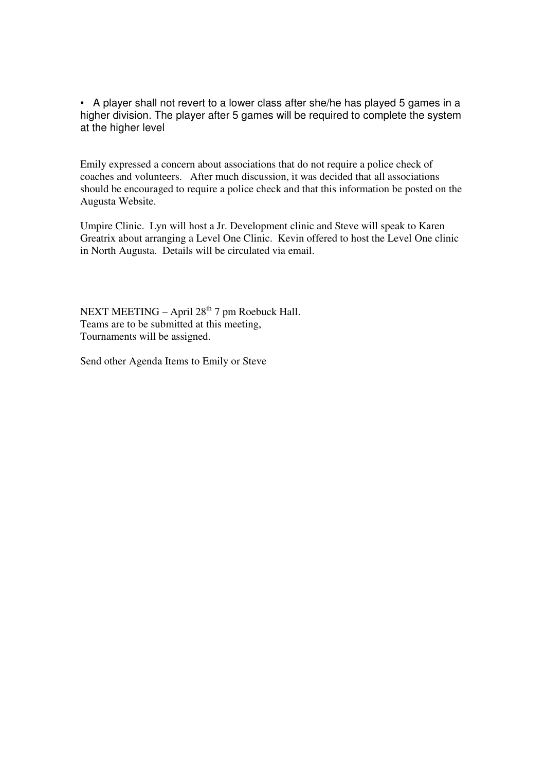- A player shall not revert to a lower class after she/he has played 5 games in a higher division. The player after 5 games will be required to complete the system at the higher level

Emily expressed a concern about associations that do not require a police check of coaches and volunteers. After much discussion, it was decided that all associations should be encouraged to require a police check and that this information be posted on the Augusta Website.

Umpire Clinic. Lyn will host a Jr. Development clinic and Steve will speak to Karen Greatrix about arranging a Level One Clinic. Kevin offered to host the Level One clinic in North Augusta. Details will be circulated via email.

NEXT MEETING – April 28th 7 pm Roebuck Hall.
Teams are to be submitted at this meeting,
Tournaments will be assigned.

Send other Agenda Items to Emily or Steve